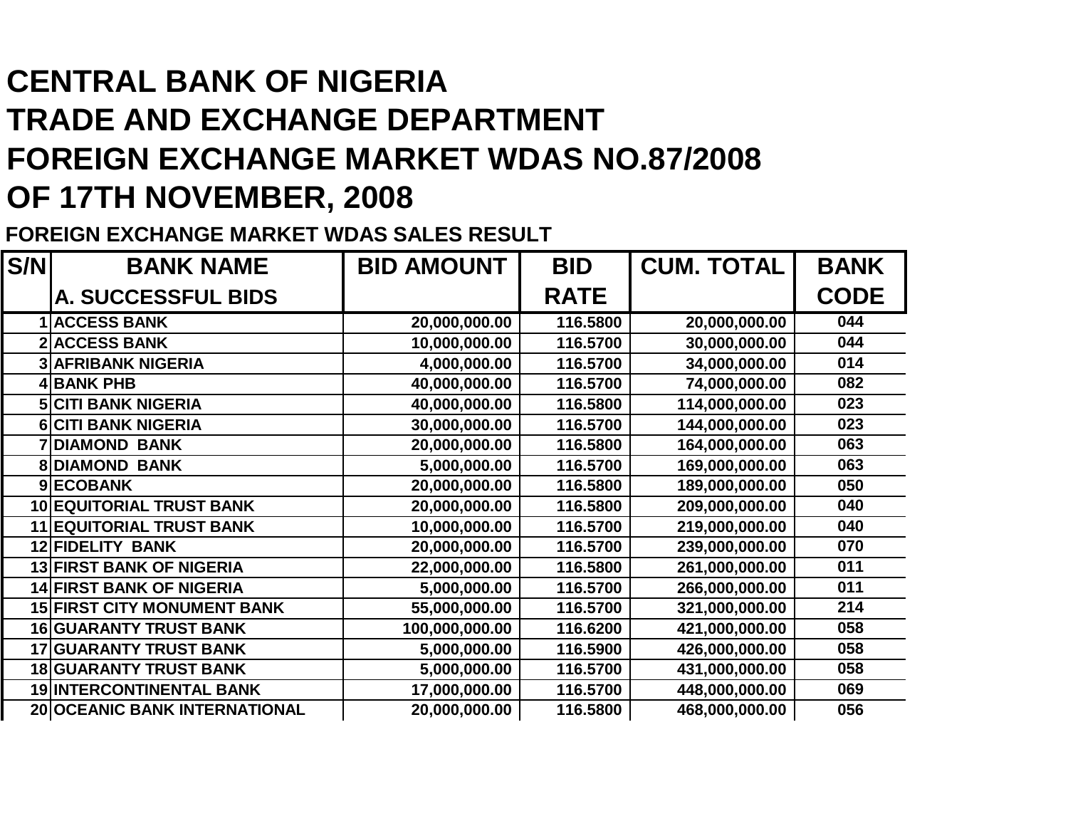# CENTRAL BANK OF NIGERIA
# TRADE AND EXCHANGE DEPARTMENT
# FOREIGN EXCHANGE MARKET WDAS NO.87/2008
# OF 17TH NOVEMBER, 2008

**FOREIGN EXCHANGE MARKET WDAS SALES RESULT**

| S/N | BANK NAME | BID AMOUNT | BID RATE | CUM. TOTAL | BANK CODE |
|---|---|---|---|---|---|
| | **A. SUCCESSFUL BIDS** | | | | |
| 1 | ACCESS BANK | 20,000,000.00 | 116.5800 | 20,000,000.00 | 044 |
| 2 | ACCESS BANK | 10,000,000.00 | 116.5700 | 30,000,000.00 | 044 |
| 3 | AFRIBANK NIGERIA | 4,000,000.00 | 116.5700 | 34,000,000.00 | 014 |
| 4 | BANK PHB | 40,000,000.00 | 116.5700 | 74,000,000.00 | 082 |
| 5 | CITI BANK NIGERIA | 40,000,000.00 | 116.5800 | 114,000,000.00 | 023 |
| 6 | CITI BANK NIGERIA | 30,000,000.00 | 116.5700 | 144,000,000.00 | 023 |
| 7 | DIAMOND BANK | 20,000,000.00 | 116.5800 | 164,000,000.00 | 063 |
| 8 | DIAMOND BANK | 5,000,000.00 | 116.5700 | 169,000,000.00 | 063 |
| 9 | ECOBANK | 20,000,000.00 | 116.5800 | 189,000,000.00 | 050 |
| 10 | EQUITORIAL TRUST BANK | 20,000,000.00 | 116.5800 | 209,000,000.00 | 040 |
| 11 | EQUITORIAL TRUST BANK | 10,000,000.00 | 116.5700 | 219,000,000.00 | 040 |
| 12 | FIDELITY BANK | 20,000,000.00 | 116.5700 | 239,000,000.00 | 070 |
| 13 | FIRST BANK OF NIGERIA | 22,000,000.00 | 116.5800 | 261,000,000.00 | 011 |
| 14 | FIRST BANK OF NIGERIA | 5,000,000.00 | 116.5700 | 266,000,000.00 | 011 |
| 15 | FIRST CITY MONUMENT BANK | 55,000,000.00 | 116.5700 | 321,000,000.00 | 214 |
| 16 | GUARANTY TRUST BANK | 100,000,000.00 | 116.6200 | 421,000,000.00 | 058 |
| 17 | GUARANTY TRUST BANK | 5,000,000.00 | 116.5900 | 426,000,000.00 | 058 |
| 18 | GUARANTY TRUST BANK | 5,000,000.00 | 116.5700 | 431,000,000.00 | 058 |
| 19 | INTERCONTINENTAL BANK | 17,000,000.00 | 116.5700 | 448,000,000.00 | 069 |
| 20 | OCEANIC BANK INTERNATIONAL | 20,000,000.00 | 116.5800 | 468,000,000.00 | 056 |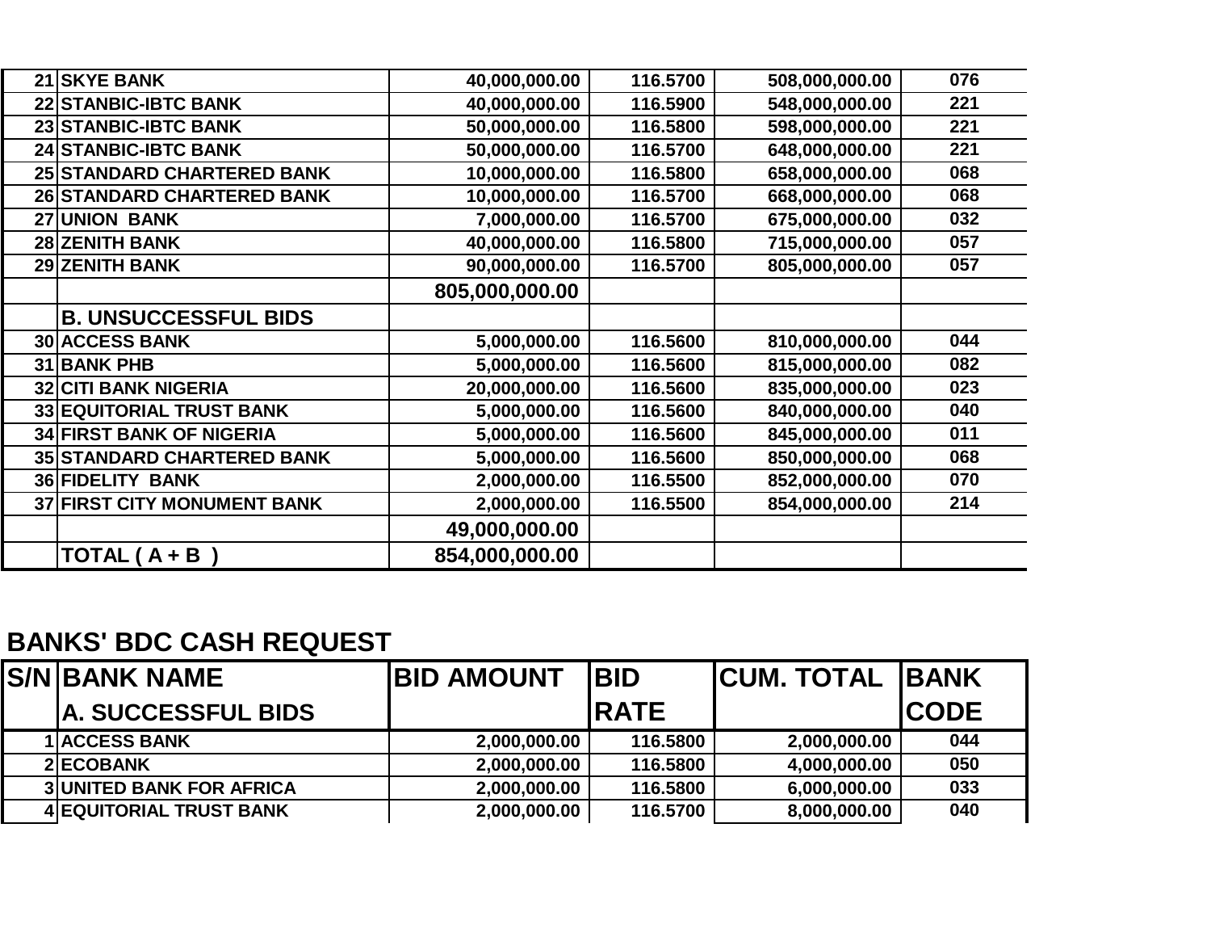| | | | | | |
|---|---|---|---|---|---|
| 21 | SKYE BANK | 40,000,000.00 | 116.5700 | 508,000,000.00 | 076 |
| 22 | STANBIC-IBTC BANK | 40,000,000.00 | 116.5900 | 548,000,000.00 | 221 |
| 23 | STANBIC-IBTC BANK | 50,000,000.00 | 116.5800 | 598,000,000.00 | 221 |
| 24 | STANBIC-IBTC BANK | 50,000,000.00 | 116.5700 | 648,000,000.00 | 221 |
| 25 | STANDARD CHARTERED BANK | 10,000,000.00 | 116.5800 | 658,000,000.00 | 068 |
| 26 | STANDARD CHARTERED BANK | 10,000,000.00 | 116.5700 | 668,000,000.00 | 068 |
| 27 | UNION BANK | 7,000,000.00 | 116.5700 | 675,000,000.00 | 032 |
| 28 | ZENITH BANK | 40,000,000.00 | 116.5800 | 715,000,000.00 | 057 |
| 29 | ZENITH BANK | 90,000,000.00 | 116.5700 | 805,000,000.00 | 057 |
| | | **805,000,000.00** | | | |
| | **B. UNSUCCESSFUL BIDS** | | | | |
| 30 | ACCESS BANK | 5,000,000.00 | 116.5600 | 810,000,000.00 | 044 |
| 31 | BANK PHB | 5,000,000.00 | 116.5600 | 815,000,000.00 | 082 |
| 32 | CITI BANK NIGERIA | 20,000,000.00 | 116.5600 | 835,000,000.00 | 023 |
| 33 | EQUITORIAL TRUST BANK | 5,000,000.00 | 116.5600 | 840,000,000.00 | 040 |
| 34 | FIRST BANK OF NIGERIA | 5,000,000.00 | 116.5600 | 845,000,000.00 | 011 |
| 35 | STANDARD CHARTERED BANK | 5,000,000.00 | 116.5600 | 850,000,000.00 | 068 |
| 36 | FIDELITY BANK | 2,000,000.00 | 116.5500 | 852,000,000.00 | 070 |
| 37 | FIRST CITY MONUMENT BANK | 2,000,000.00 | 116.5500 | 854,000,000.00 | 214 |
| | | **49,000,000.00** | | | |
| | **TOTAL ( A + B )** | **854,000,000.00** | | | |

## BANKS' BDC CASH REQUEST

| S/N | BANK NAME<br>A. SUCCESSFUL BIDS | BID AMOUNT | BID RATE | CUM. TOTAL | BANK CODE |
|---|---|---|---|---|---|
| 1 | ACCESS BANK | 2,000,000.00 | 116.5800 | 2,000,000.00 | 044 |
| 2 | ECOBANK | 2,000,000.00 | 116.5800 | 4,000,000.00 | 050 |
| 3 | UNITED BANK FOR AFRICA | 2,000,000.00 | 116.5800 | 6,000,000.00 | 033 |
| 4 | EQUITORIAL TRUST BANK | 2,000,000.00 | 116.5700 | 8,000,000.00 | 040 |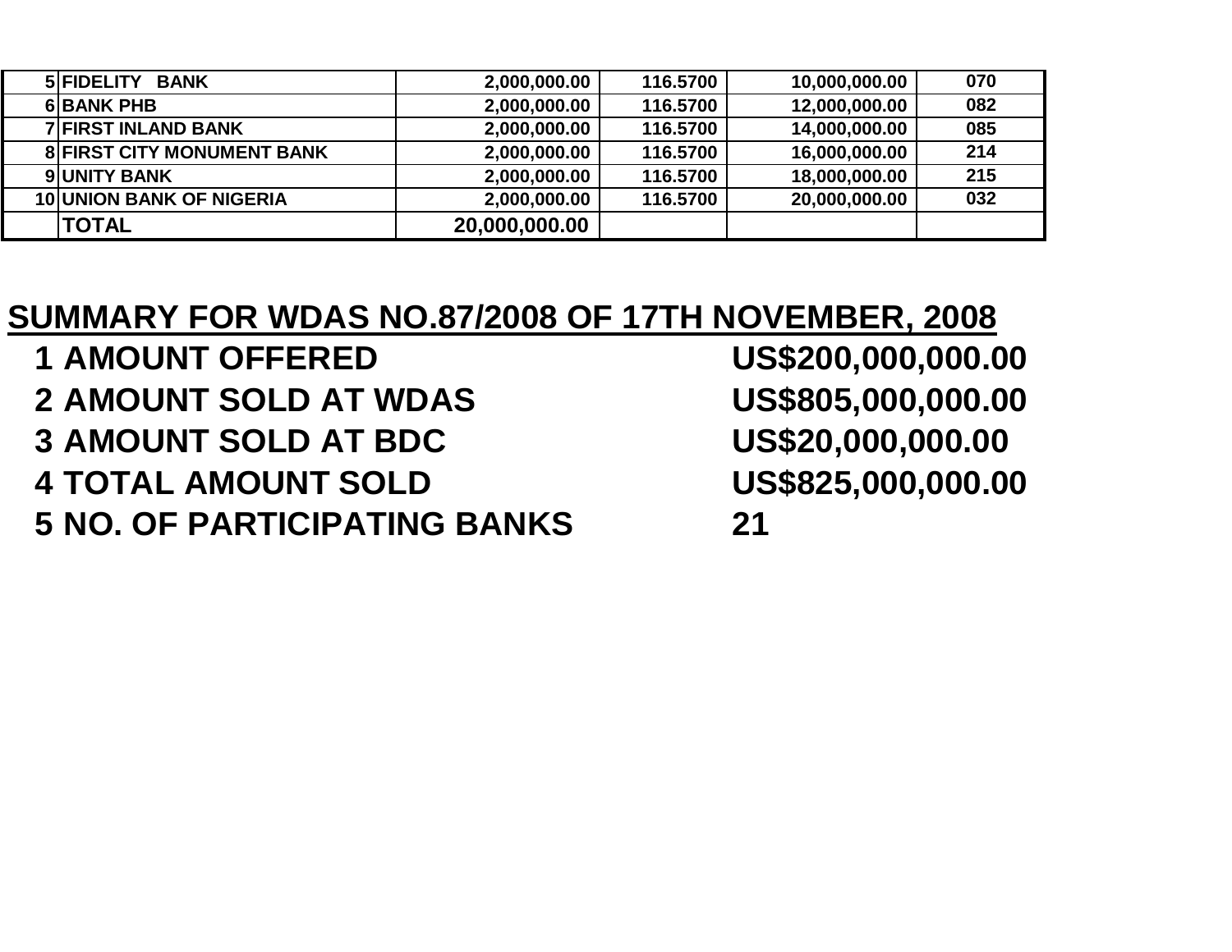| | | | | | |
|---|---|---|---|---|---|
| 5 | FIDELITY BANK | 2,000,000.00 | 116.5700 | 10,000,000.00 | 070 |
| 6 | BANK PHB | 2,000,000.00 | 116.5700 | 12,000,000.00 | 082 |
| 7 | FIRST INLAND BANK | 2,000,000.00 | 116.5700 | 14,000,000.00 | 085 |
| 8 | FIRST CITY MONUMENT BANK | 2,000,000.00 | 116.5700 | 16,000,000.00 | 214 |
| 9 | UNITY BANK | 2,000,000.00 | 116.5700 | 18,000,000.00 | 215 |
| 10 | UNION BANK OF NIGERIA | 2,000,000.00 | 116.5700 | 20,000,000.00 | 032 |
| | TOTAL | 20,000,000.00 | | | |

## SUMMARY FOR WDAS NO.87/2008 OF 17TH NOVEMBER, 2008

| | | |
|---|---|---|
| 1 | AMOUNT OFFERED | US$200,000,000.00 |
| 2 | AMOUNT SOLD AT WDAS | US$805,000,000.00 |
| 3 | AMOUNT SOLD AT BDC | US$20,000,000.00 |
| 4 | TOTAL AMOUNT SOLD | US$825,000,000.00 |
| 5 | NO. OF PARTICIPATING BANKS | 21 |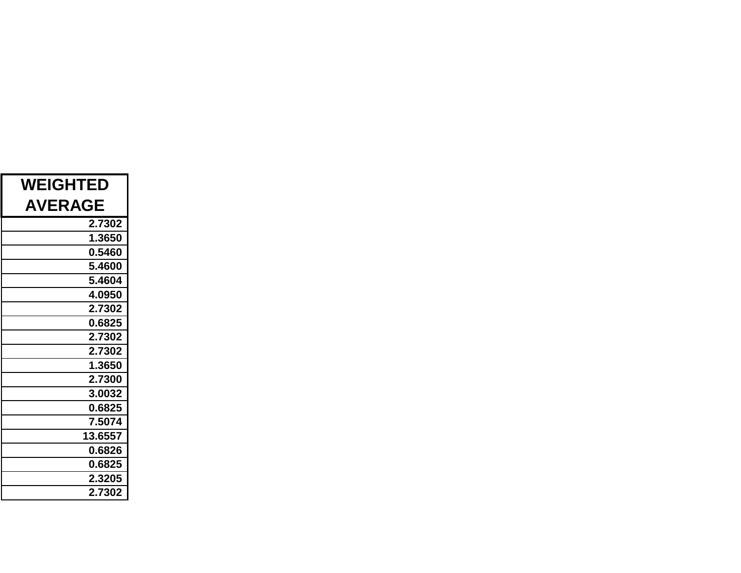| WEIGHTED AVERAGE |
|---:|
| 2.7302 |
| 1.3650 |
| 0.5460 |
| 5.4600 |
| 5.4604 |
| 4.0950 |
| 2.7302 |
| 0.6825 |
| 2.7302 |
| 2.7302 |
| 1.3650 |
| 2.7300 |
| 3.0032 |
| 0.6825 |
| 7.5074 |
| 13.6557 |
| 0.6826 |
| 0.6825 |
| 2.3205 |
| 2.7302 |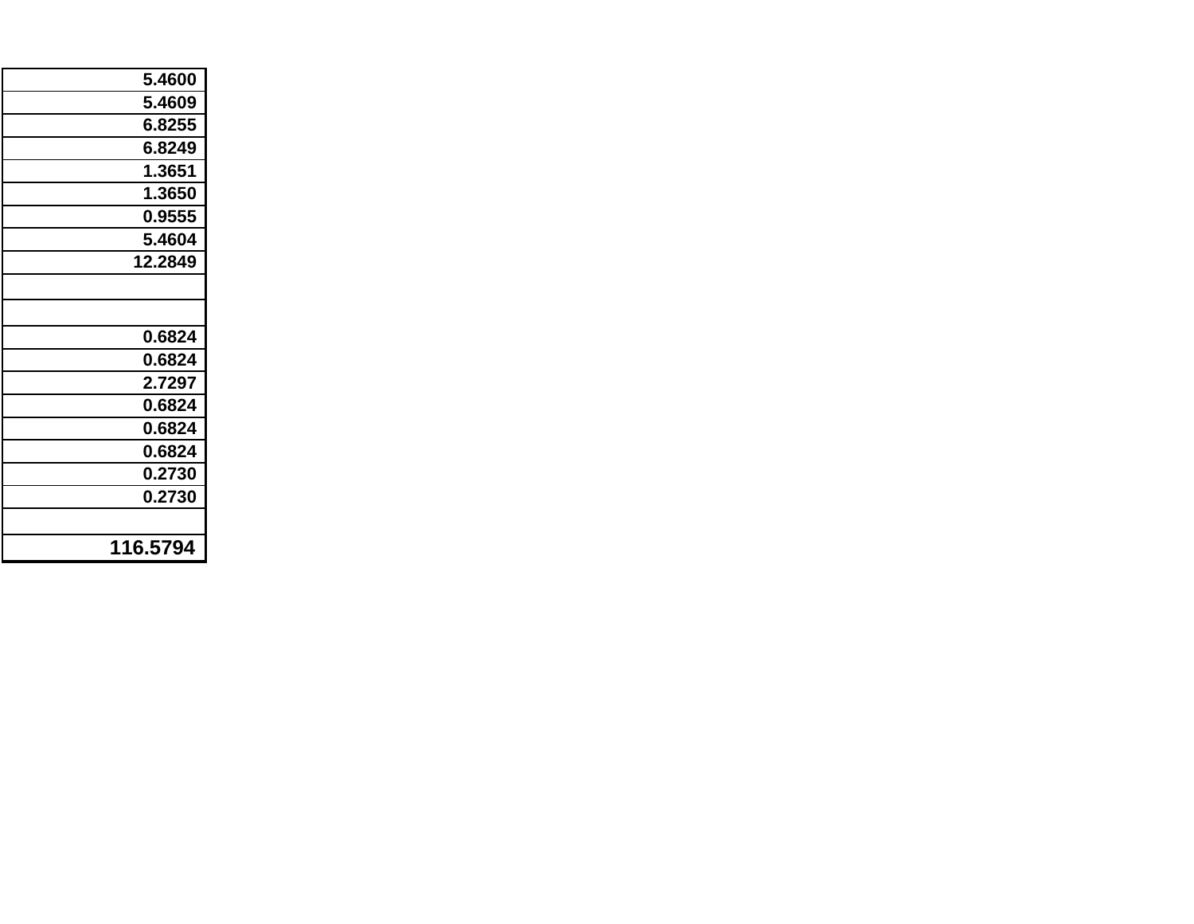| |
|---|
| 5.4600 |
| 5.4609 |
| 6.8255 |
| 6.8249 |
| 1.3651 |
| 1.3650 |
| 0.9555 |
| 5.4604 |
| 12.2849 |
| |
| |
| 0.6824 |
| 0.6824 |
| 2.7297 |
| 0.6824 |
| 0.6824 |
| 0.6824 |
| 0.2730 |
| 0.2730 |
| |
| 116.5794 |